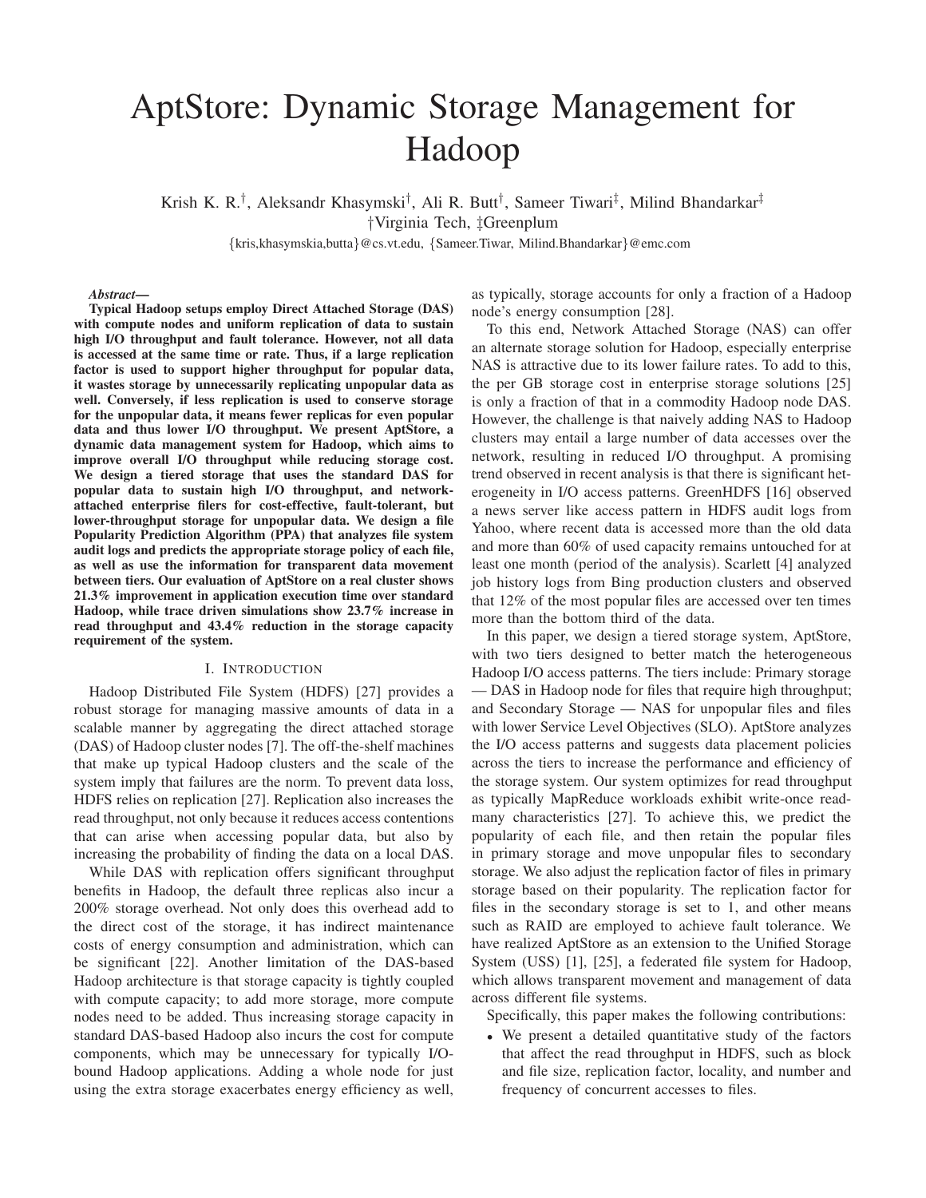# AptStore: Dynamic Storage Management for Hadoop

Krish K. R.[†], Aleksandr Khasymski[†], Ali R. Butt[†], Sameer Tiwari[‡], Milind Bhandarkar[‡]
[†]Virginia Tech, [‡]Greenplum
{kris,khasymskia,butta}@cs.vt.edu, {Sameer.Tiwar, Milind.Bhandarkar}@emc.com

***Abstract*— Typical Hadoop setups employ Direct Attached Storage (DAS) with compute nodes and uniform replication of data to sustain high I/O throughput and fault tolerance. However, not all data is accessed at the same time or rate. Thus, if a large replication factor is used to support higher throughput for popular data, it wastes storage by unnecessarily replicating unpopular data as well. Conversely, if less replication is used to conserve storage for the unpopular data, it means fewer replicas for even popular data and thus lower I/O throughput. We present AptStore, a dynamic data management system for Hadoop, which aims to improve overall I/O throughput while reducing storage cost. We design a tiered storage that uses the standard DAS for popular data to sustain high I/O throughput, and network-attached enterprise filers for cost-effective, fault-tolerant, but lower-throughput storage for unpopular data. We design a file Popularity Prediction Algorithm (PPA) that analyzes file system audit logs and predicts the appropriate storage policy of each file, as well as use the information for transparent data movement between tiers. Our evaluation of AptStore on a real cluster shows 21.3% improvement in application execution time over standard Hadoop, while trace driven simulations show 23.7% increase in read throughput and 43.4% reduction in the storage capacity requirement of the system.**

## I. Introduction

Hadoop Distributed File System (HDFS) [27] provides a robust storage for managing massive amounts of data in a scalable manner by aggregating the direct attached storage (DAS) of Hadoop cluster nodes [7]. The off-the-shelf machines that make up typical Hadoop clusters and the scale of the system imply that failures are the norm. To prevent data loss, HDFS relies on replication [27]. Replication also increases the read throughput, not only because it reduces access contentions that can arise when accessing popular data, but also by increasing the probability of finding the data on a local DAS.

While DAS with replication offers significant throughput benefits in Hadoop, the default three replicas also incur a 200% storage overhead. Not only does this overhead add to the direct cost of the storage, it has indirect maintenance costs of energy consumption and administration, which can be significant [22]. Another limitation of the DAS-based Hadoop architecture is that storage capacity is tightly coupled with compute capacity; to add more storage, more compute nodes need to be added. Thus increasing storage capacity in standard DAS-based Hadoop also incurs the cost for compute components, which may be unnecessary for typically I/O-bound Hadoop applications. Adding a whole node for just using the extra storage exacerbates energy efficiency as well, as typically, storage accounts for only a fraction of a Hadoop node's energy consumption [28].

To this end, Network Attached Storage (NAS) can offer an alternate storage solution for Hadoop, especially enterprise NAS is attractive due to its lower failure rates. To add to this, the per GB storage cost in enterprise storage solutions [25] is only a fraction of that in a commodity Hadoop node DAS. However, the challenge is that naively adding NAS to Hadoop clusters may entail a large number of data accesses over the network, resulting in reduced I/O throughput. A promising trend observed in recent analysis is that there is significant heterogeneity in I/O access patterns. GreenHDFS [16] observed a news server like access pattern in HDFS audit logs from Yahoo, where recent data is accessed more than the old data and more than 60% of used capacity remains untouched for at least one month (period of the analysis). Scarlett [4] analyzed job history logs from Bing production clusters and observed that 12% of the most popular files are accessed over ten times more than the bottom third of the data.

In this paper, we design a tiered storage system, AptStore, with two tiers designed to better match the heterogeneous Hadoop I/O access patterns. The tiers include: Primary storage — DAS in Hadoop node for files that require high throughput; and Secondary Storage — NAS for unpopular files and files with lower Service Level Objectives (SLO). AptStore analyzes the I/O access patterns and suggests data placement policies across the tiers to increase the performance and efficiency of the storage system. Our system optimizes for read throughput as typically MapReduce workloads exhibit write-once read-many characteristics [27]. To achieve this, we predict the popularity of each file, and then retain the popular files in primary storage and move unpopular files to secondary storage. We also adjust the replication factor of files in primary storage based on their popularity. The replication factor for files in the secondary storage is set to 1, and other means such as RAID are employed to achieve fault tolerance. We have realized AptStore as an extension to the Unified Storage System (USS) [1], [25], a federated file system for Hadoop, which allows transparent movement and management of data across different file systems.

Specifically, this paper makes the following contributions:

- We present a detailed quantitative study of the factors that affect the read throughput in HDFS, such as block and file size, replication factor, locality, and number and frequency of concurrent accesses to files.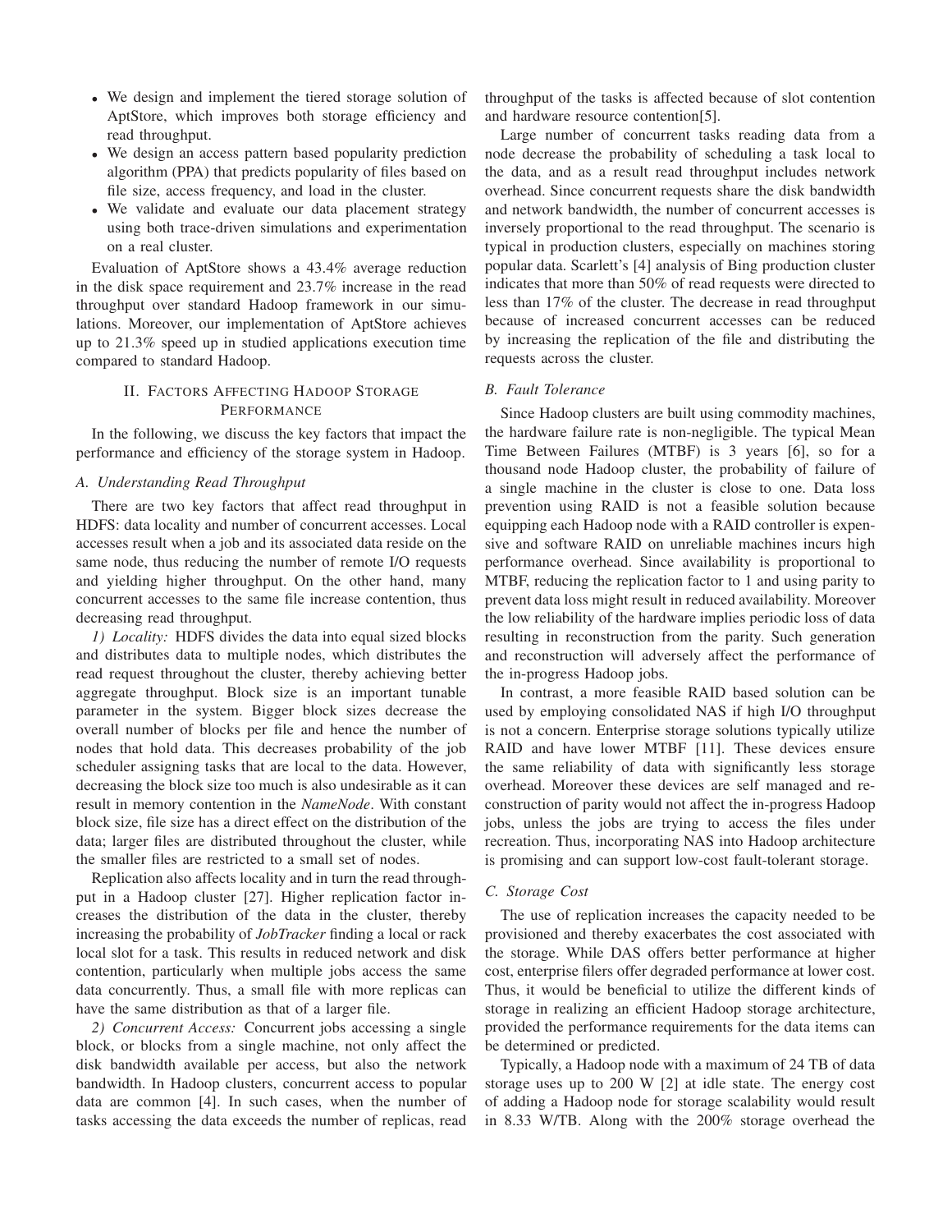- We design and implement the tiered storage solution of AptStore, which improves both storage efficiency and read throughput.
- We design an access pattern based popularity prediction algorithm (PPA) that predicts popularity of files based on file size, access frequency, and load in the cluster.
- We validate and evaluate our data placement strategy using both trace-driven simulations and experimentation on a real cluster.

Evaluation of AptStore shows a 43.4% average reduction in the disk space requirement and 23.7% increase in the read throughput over standard Hadoop framework in our simulations. Moreover, our implementation of AptStore achieves up to 21.3% speed up in studied applications execution time compared to standard Hadoop.

## II. Factors Affecting Hadoop Storage Performance

In the following, we discuss the key factors that impact the performance and efficiency of the storage system in Hadoop.

### A. Understanding Read Throughput

There are two key factors that affect read throughput in HDFS: data locality and number of concurrent accesses. Local accesses result when a job and its associated data reside on the same node, thus reducing the number of remote I/O requests and yielding higher throughput. On the other hand, many concurrent accesses to the same file increase contention, thus decreasing read throughput.

*1) Locality:* HDFS divides the data into equal sized blocks and distributes data to multiple nodes, which distributes the read request throughout the cluster, thereby achieving better aggregate throughput. Block size is an important tunable parameter in the system. Bigger block sizes decrease the overall number of blocks per file and hence the number of nodes that hold data. This decreases probability of the job scheduler assigning tasks that are local to the data. However, decreasing the block size too much is also undesirable as it can result in memory contention in the *NameNode*. With constant block size, file size has a direct effect on the distribution of the data; larger files are distributed throughout the cluster, while the smaller files are restricted to a small set of nodes.

Replication also affects locality and in turn the read throughput in a Hadoop cluster [27]. Higher replication factor increases the distribution of the data in the cluster, thereby increasing the probability of *JobTracker* finding a local or rack local slot for a task. This results in reduced network and disk contention, particularly when multiple jobs access the same data concurrently. Thus, a small file with more replicas can have the same distribution as that of a larger file.

*2) Concurrent Access:* Concurrent jobs accessing a single block, or blocks from a single machine, not only affect the disk bandwidth available per access, but also the network bandwidth. In Hadoop clusters, concurrent access to popular data are common [4]. In such cases, when the number of tasks accessing the data exceeds the number of replicas, read throughput of the tasks is affected because of slot contention and hardware resource contention[5].

Large number of concurrent tasks reading data from a node decrease the probability of scheduling a task local to the data, and as a result read throughput includes network overhead. Since concurrent requests share the disk bandwidth and network bandwidth, the number of concurrent accesses is inversely proportional to the read throughput. The scenario is typical in production clusters, especially on machines storing popular data. Scarlett's [4] analysis of Bing production cluster indicates that more than 50% of read requests were directed to less than 17% of the cluster. The decrease in read throughput because of increased concurrent accesses can be reduced by increasing the replication of the file and distributing the requests across the cluster.

### B. Fault Tolerance

Since Hadoop clusters are built using commodity machines, the hardware failure rate is non-negligible. The typical Mean Time Between Failures (MTBF) is 3 years [6], so for a thousand node Hadoop cluster, the probability of failure of a single machine in the cluster is close to one. Data loss prevention using RAID is not a feasible solution because equipping each Hadoop node with a RAID controller is expensive and software RAID on unreliable machines incurs high performance overhead. Since availability is proportional to MTBF, reducing the replication factor to 1 and using parity to prevent data loss might result in reduced availability. Moreover the low reliability of the hardware implies periodic loss of data resulting in reconstruction from the parity. Such generation and reconstruction will adversely affect the performance of the in-progress Hadoop jobs.

In contrast, a more feasible RAID based solution can be used by employing consolidated NAS if high I/O throughput is not a concern. Enterprise storage solutions typically utilize RAID and have lower MTBF [11]. These devices ensure the same reliability of data with significantly less storage overhead. Moreover these devices are self managed and reconstruction of parity would not affect the in-progress Hadoop jobs, unless the jobs are trying to access the files under recreation. Thus, incorporating NAS into Hadoop architecture is promising and can support low-cost fault-tolerant storage.

### C. Storage Cost

The use of replication increases the capacity needed to be provisioned and thereby exacerbates the cost associated with the storage. While DAS offers better performance at higher cost, enterprise filers offer degraded performance at lower cost. Thus, it would be beneficial to utilize the different kinds of storage in realizing an efficient Hadoop storage architecture, provided the performance requirements for the data items can be determined or predicted.

Typically, a Hadoop node with a maximum of 24 TB of data storage uses up to 200 W [2] at idle state. The energy cost of adding a Hadoop node for storage scalability would result in 8.33 W/TB. Along with the 200% storage overhead the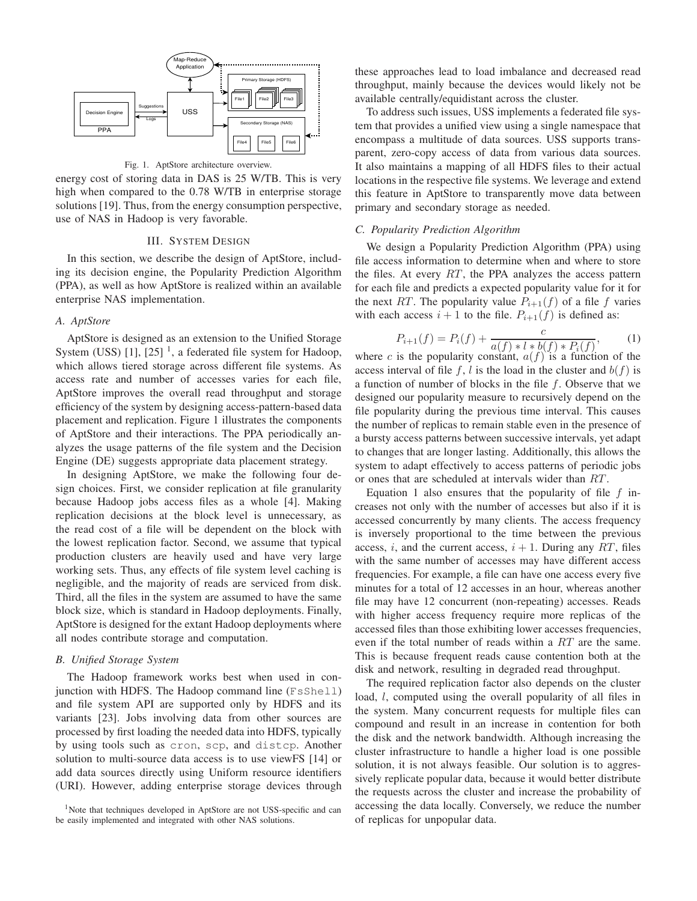Fig. 1. AptStore architecture overview.

energy cost of storing data in DAS is 25 W/TB. This is very high when compared to the 0.78 W/TB in enterprise storage solutions [19]. Thus, from the energy consumption perspective, use of NAS in Hadoop is very favorable.

## III. System Design

In this section, we describe the design of AptStore, including its decision engine, the Popularity Prediction Algorithm (PPA), as well as how AptStore is realized within an available enterprise NAS implementation.

### A. AptStore

AptStore is designed as an extension to the Unified Storage System (USS) [1], [25] [1], a federated file system for Hadoop, which allows tiered storage across different file systems. As access rate and number of accesses varies for each file, AptStore improves the overall read throughput and storage efficiency of the system by designing access-pattern-based data placement and replication. Figure 1 illustrates the components of AptStore and their interactions. The PPA periodically analyzes the usage patterns of the file system and the Decision Engine (DE) suggests appropriate data placement strategy.

In designing AptStore, we make the following four design choices. First, we consider replication at file granularity because Hadoop jobs access files as a whole [4]. Making replication decisions at the block level is unnecessary, as the read cost of a file will be dependent on the block with the lowest replication factor. Second, we assume that typical production clusters are heavily used and have very large working sets. Thus, any effects of file system level caching is negligible, and the majority of reads are serviced from disk. Third, all the files in the system are assumed to have the same block size, which is standard in Hadoop deployments. Finally, AptStore is designed for the extant Hadoop deployments where all nodes contribute storage and computation.

### B. Unified Storage System

The Hadoop framework works best when used in conjunction with HDFS. The Hadoop command line (`FsShell`) and file system API are supported only by HDFS and its variants [23]. Jobs involving data from other sources are processed by first loading the needed data into HDFS, typically by using tools such as `cron`, `scp`, and `distcp`. Another solution to multi-source data access is to use viewFS [14] or add data sources directly using Uniform resource identifiers (URI). However, adding enterprise storage devices through these approaches lead to load imbalance and decreased read throughput, mainly because the devices would likely not be available centrally/equidistant across the cluster.

To address such issues, USS implements a federated file system that provides a unified view using a single namespace that encompass a multitude of data sources. USS supports transparent, zero-copy access of data from various data sources. It also maintains a mapping of all HDFS files to their actual locations in the respective file systems. We leverage and extend this feature in AptStore to transparently move data between primary and secondary storage as needed.

### C. Popularity Prediction Algorithm

We design a Popularity Prediction Algorithm (PPA) using file access information to determine when and where to store the files. At every $RT$, the PPA analyzes the access pattern for each file and predicts a expected popularity value for it for the next $RT$. The popularity value $P_{i+1}(f)$ of a file $f$ varies with each access $i+1$ to the file. $P_{i+1}(f)$ is defined as:

$$P_{i+1}(f) = P_i(f) + \frac{c}{a(f) * l * b(f) * P_i(f)}, \tag{1}$$

where $c$ is the popularity constant, $a(f)$ is a function of the access interval of file $f$, $l$ is the load in the cluster and $b(f)$ is a function of number of blocks in the file $f$. Observe that we designed our popularity measure to recursively depend on the file popularity during the previous time interval. This causes the number of replicas to remain stable even in the presence of a bursty access patterns between successive intervals, yet adapt to changes that are longer lasting. Additionally, this allows the system to adapt effectively to access patterns of periodic jobs or ones that are scheduled at intervals wider than $RT$.

Equation 1 also ensures that the popularity of file $f$ increases not only with the number of accesses but also if it is accessed concurrently by many clients. The access frequency is inversely proportional to the time between the previous access, $i$, and the current access, $i+1$. During any $RT$, files with the same number of accesses may have different access frequencies. For example, a file can have one access every five minutes for a total of 12 accesses in an hour, whereas another file may have 12 concurrent (non-repeating) accesses. Reads with higher access frequency require more replicas of the accessed files than those exhibiting lower accesses frequencies, even if the total number of reads within a $RT$ are the same. This is because frequent reads cause contention both at the disk and network, resulting in degraded read throughput.

The required replication factor also depends on the cluster load, $l$, computed using the overall popularity of all files in the system. Many concurrent requests for multiple files can compound and result in an increase in contention for both the disk and the network bandwidth. Although increasing the cluster infrastructure to handle a higher load is one possible solution, it is not always feasible. Our solution is to aggressively replicate popular data, because it would better distribute the requests across the cluster and increase the probability of accessing the data locally. Conversely, we reduce the number of replicas for unpopular data.

[1] Note that techniques developed in AptStore are not USS-specific and can be easily implemented and integrated with other NAS solutions.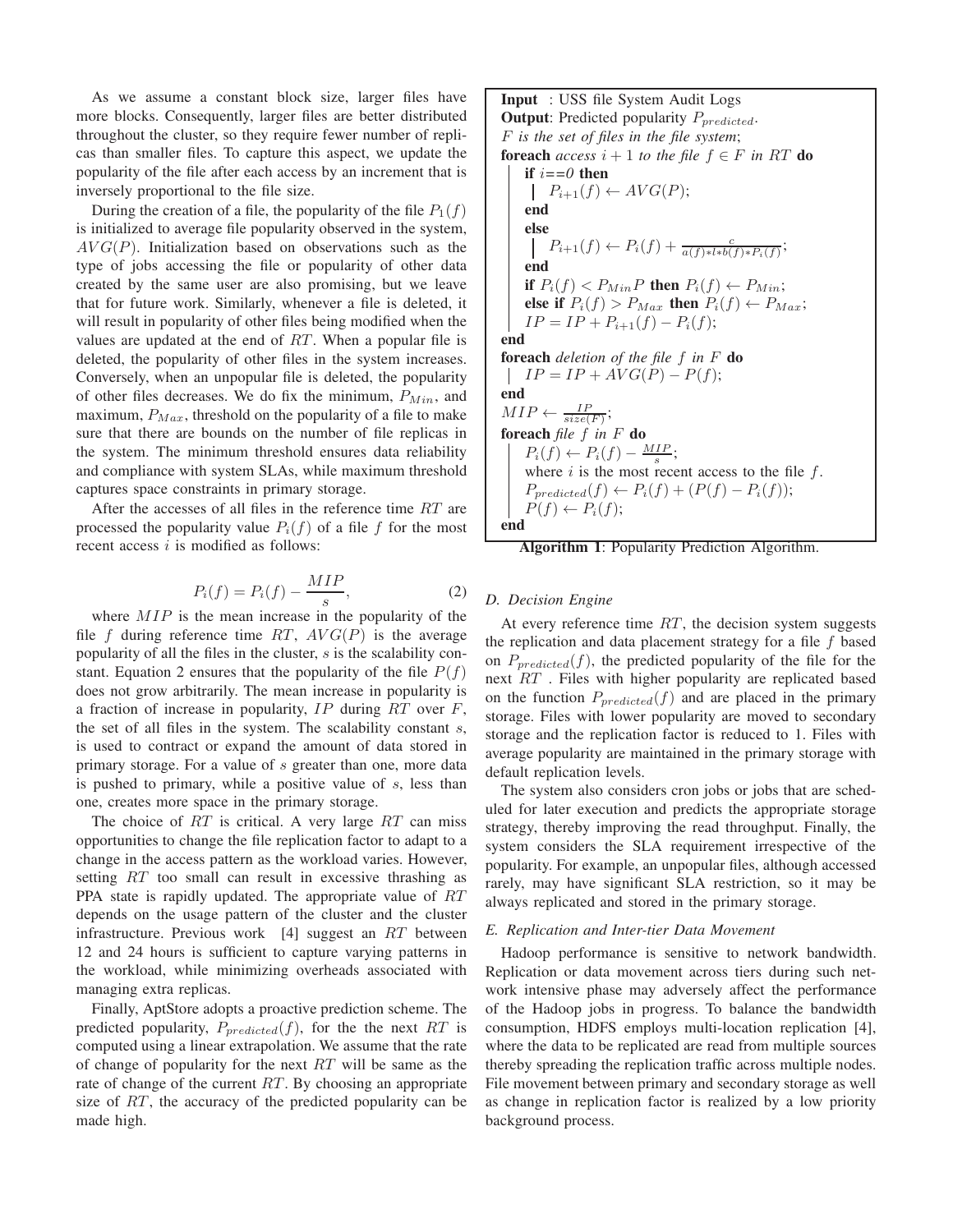As we assume a constant block size, larger files have more blocks. Consequently, larger files are better distributed throughout the cluster, so they require fewer number of replicas than smaller files. To capture this aspect, we update the popularity of the file after each access by an increment that is inversely proportional to the file size.

During the creation of a file, the popularity of the file $P_1(f)$ is initialized to average file popularity observed in the system, $AVG(P)$. Initialization based on observations such as the type of jobs accessing the file or popularity of other data created by the same user are also promising, but we leave that for future work. Similarly, whenever a file is deleted, it will result in popularity of other files being modified when the values are updated at the end of $RT$. When a popular file is deleted, the popularity of other files in the system increases. Conversely, when an unpopular file is deleted, the popularity of other files decreases. We do fix the minimum, $P_{Min}$, and maximum, $P_{Max}$, threshold on the popularity of a file to make sure that there are bounds on the number of file replicas in the system. The minimum threshold ensures data reliability and compliance with system SLAs, while maximum threshold captures space constraints in primary storage.

After the accesses of all files in the reference time $RT$ are processed the popularity value $P_i(f)$ of a file $f$ for the most recent access $i$ is modified as follows:

$$P_i(f) = P_i(f) - \frac{MIP}{s}, \tag{2}$$

where $MIP$ is the mean increase in the popularity of the file $f$ during reference time $RT$, $AVG(P)$ is the average popularity of all the files in the cluster, $s$ is the scalability constant. Equation 2 ensures that the popularity of the file $P(f)$ does not grow arbitrarily. The mean increase in popularity is a fraction of increase in popularity, $IP$ during $RT$ over $F$, the set of all files in the system. The scalability constant $s$, is used to contract or expand the amount of data stored in primary storage. For a value of $s$ greater than one, more data is pushed to primary, while a positive value of $s$, less than one, creates more space in the primary storage.

The choice of $RT$ is critical. A very large $RT$ can miss opportunities to change the file replication factor to adapt to a change in the access pattern as the workload varies. However, setting $RT$ too small can result in excessive thrashing as PPA state is rapidly updated. The appropriate value of $RT$ depends on the usage pattern of the cluster and the cluster infrastructure. Previous work [4] suggest an $RT$ between 12 and 24 hours is sufficient to capture varying patterns in the workload, while minimizing overheads associated with managing extra replicas.

Finally, AptStore adopts a proactive prediction scheme. The predicted popularity, $P_{predicted}(f)$, for the the next $RT$ is computed using a linear extrapolation. We assume that the rate of change of popularity for the next $RT$ will be same as the rate of change of the current $RT$. By choosing an appropriate size of $RT$, the accuracy of the predicted popularity can be made high.

```
Input  : USS file System Audit Logs
Output: Predicted popularity P_predicted.
F is the set of files in the file system;
foreach access i + 1 to the file f ∈ F in RT do
    if i==0 then
        P_{i+1}(f) ← AVG(P);
    end
    else
        P_{i+1}(f) ← P_i(f) + c / (a(f)*l*b(f)*P_i(f));
    end
    if P_i(f) < P_Min P then P_i(f) ← P_Min;
    else if P_i(f) > P_Max then P_i(f) ← P_Max;
    IP = IP + P_{i+1}(f) − P_i(f);
end
foreach deletion of the file f in F do
    IP = IP + AVG(P) − P(f);
end
MIP ← IP / size(F);
foreach file f in F do
    P_i(f) ← P_i(f) − MIP / s;
    where i is the most recent access to the file f.
    P_predicted(f) ← P_i(f) + (P(f) − P_i(f));
    P(f) ← P_i(f);
end
```

**Algorithm 1**: Popularity Prediction Algorithm.

### D. Decision Engine

At every reference time $RT$, the decision system suggests the replication and data placement strategy for a file $f$ based on $P_{predicted}(f)$, the predicted popularity of the file for the next $RT$ . Files with higher popularity are replicated based on the function $P_{predicted}(f)$ and are placed in the primary storage. Files with lower popularity are moved to secondary storage and the replication factor is reduced to 1. Files with average popularity are maintained in the primary storage with default replication levels.

The system also considers cron jobs or jobs that are scheduled for later execution and predicts the appropriate storage strategy, thereby improving the read throughput. Finally, the system considers the SLA requirement irrespective of the popularity. For example, an unpopular files, although accessed rarely, may have significant SLA restriction, so it may be always replicated and stored in the primary storage.

### E. Replication and Inter-tier Data Movement

Hadoop performance is sensitive to network bandwidth. Replication or data movement across tiers during such network intensive phase may adversely affect the performance of the Hadoop jobs in progress. To balance the bandwidth consumption, HDFS employs multi-location replication [4], where the data to be replicated are read from multiple sources thereby spreading the replication traffic across multiple nodes. File movement between primary and secondary storage as well as change in replication factor is realized by a low priority background process.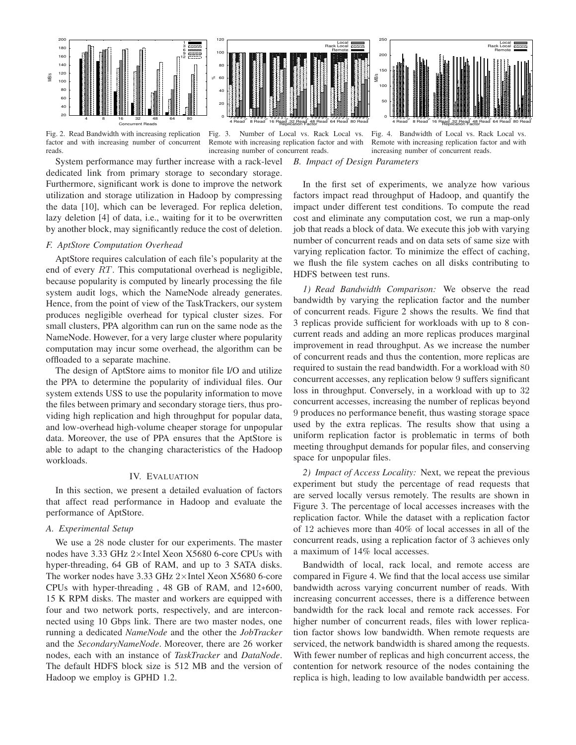Fig. 2. Read Bandwidth with increasing replication factor and with increasing number of concurrent reads.

Fig. 3. Number of Local vs. Rack Local vs. Remote with increasing replication factor and with increasing number of concurrent reads.

Fig. 4. Bandwidth of Local vs. Rack Local vs. Remote with increasing replication factor and with increasing number of concurrent reads.

System performance may further increase with a rack-level dedicated link from primary storage to secondary storage. Furthermore, significant work is done to improve the network utilization and storage utilization in Hadoop by compressing the data [10], which can be leveraged. For replica deletion, lazy deletion [4] of data, i.e., waiting for it to be overwritten by another block, may significantly reduce the cost of deletion.

### *F. AptStore Computation Overhead*

AptStore requires calculation of each file's popularity at the end of every $RT$. This computational overhead is negligible, because popularity is computed by linearly processing the file system audit logs, which the NameNode already generates. Hence, from the point of view of the TaskTrackers, our system produces negligible overhead for typical cluster sizes. For small clusters, PPA algorithm can run on the same node as the NameNode. However, for a very large cluster where popularity computation may incur some overhead, the algorithm can be offloaded to a separate machine.

The design of AptStore aims to monitor file I/O and utilize the PPA to determine the popularity of individual files. Our system extends USS to use the popularity information to move the files between primary and secondary storage tiers, thus providing high replication and high throughput for popular data, and low-overhead high-volume cheaper storage for unpopular data. Moreover, the use of PPA ensures that the AptStore is able to adapt to the changing characteristics of the Hadoop workloads.

## IV. Evaluation

In this section, we present a detailed evaluation of factors that affect read performance in Hadoop and evaluate the performance of AptStore.

### *A. Experimental Setup*

We use a 28 node cluster for our experiments. The master nodes have 3.33 GHz 2×Intel Xeon X5680 6-core CPUs with hyper-threading, 64 GB of RAM, and up to 3 SATA disks. The worker nodes have 3.33 GHz 2×Intel Xeon X5680 6-core CPUs with hyper-threading , 48 GB of RAM, and 12∗600, 15 K RPM disks. The master and workers are equipped with four and two network ports, respectively, and are interconnected using 10 Gbps link. There are two master nodes, one running a dedicated *NameNode* and the other the *JobTracker* and the *SecondaryNameNode*. Moreover, there are 26 worker nodes, each with an instance of *TaskTracker* and *DataNode*. The default HDFS block size is 512 MB and the version of Hadoop we employ is GPHD 1.2.

### *B. Impact of Design Parameters*

In the first set of experiments, we analyze how various factors impact read throughput of Hadoop, and quantify the impact under different test conditions. To compute the read cost and eliminate any computation cost, we run a map-only job that reads a block of data. We execute this job with varying number of concurrent reads and on data sets of same size with varying replication factor. To minimize the effect of caching, we flush the file system caches on all disks contributing to HDFS between test runs.

*1) Read Bandwidth Comparison:* We observe the read bandwidth by varying the replication factor and the number of concurrent reads. Figure 2 shows the results. We find that 3 replicas provide sufficient for workloads with up to 8 concurrent reads and adding an more replicas produces marginal improvement in read throughput. As we increase the number of concurrent reads and thus the contention, more replicas are required to sustain the read bandwidth. For a workload with 80 concurrent accesses, any replication below 9 suffers significant loss in throughput. Conversely, in a workload with up to 32 concurrent accesses, increasing the number of replicas beyond 9 produces no performance benefit, thus wasting storage space used by the extra replicas. The results show that using a uniform replication factor is problematic in terms of both meeting throughput demands for popular files, and conserving space for unpopular files.

*2) Impact of Access Locality:* Next, we repeat the previous experiment but study the percentage of read requests that are served locally versus remotely. The results are shown in Figure 3. The percentage of local accesses increases with the replication factor. While the dataset with a replication factor of 12 achieves more than 40% of local accesses in all of the concurrent reads, using a replication factor of 3 achieves only a maximum of 14% local accesses.

Bandwidth of local, rack local, and remote access are compared in Figure 4. We find that the local access use similar bandwidth across varying concurrent number of reads. With increasing concurrent accesses, there is a difference between bandwidth for the rack local and remote rack accesses. For higher number of concurrent reads, files with lower replication factor shows low bandwidth. When remote requests are serviced, the network bandwidth is shared among the requests. With fewer number of replicas and high concurrent access, the contention for network resource of the nodes containing the replica is high, leading to low available bandwidth per access.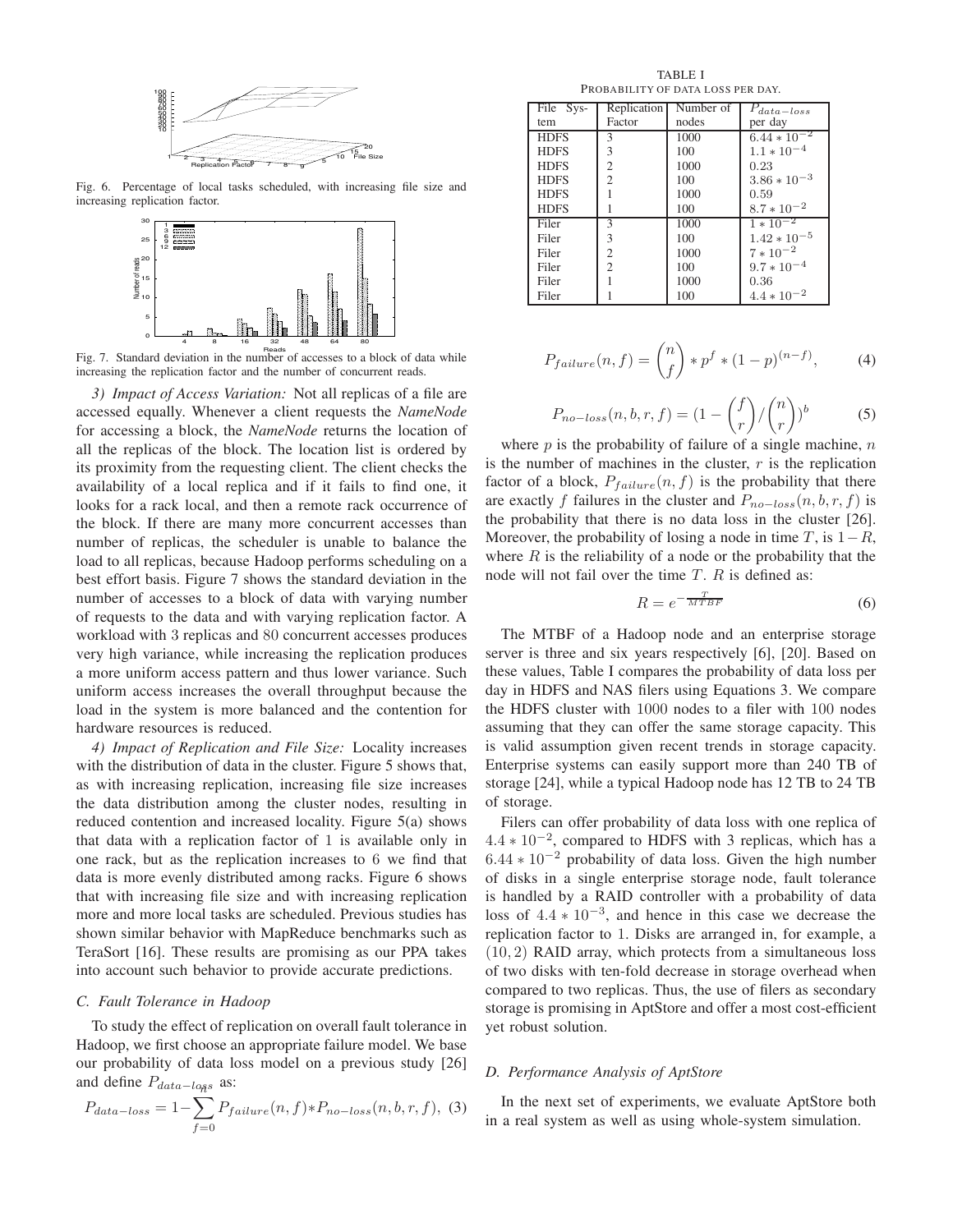Fig. 6. Percentage of local tasks scheduled, with increasing file size and increasing replication factor.

Fig. 7. Standard deviation in the number of accesses to a block of data while increasing the replication factor and the number of concurrent reads.

*3) Impact of Access Variation:* Not all replicas of a file are accessed equally. Whenever a client requests the *NameNode* for accessing a block, the *NameNode* returns the location of all the replicas of the block. The location list is ordered by its proximity from the requesting client. The client checks the availability of a local replica and if it fails to find one, it looks for a rack local, and then a remote rack occurrence of the block. If there are many more concurrent accesses than number of replicas, the scheduler is unable to balance the load to all replicas, because Hadoop performs scheduling on a best effort basis. Figure 7 shows the standard deviation in the number of accesses to a block of data with varying number of requests to the data and with varying replication factor. A workload with 3 replicas and 80 concurrent accesses produces very high variance, while increasing the replication produces a more uniform access pattern and thus lower variance. Such uniform access increases the overall throughput because the load in the system is more balanced and the contention for hardware resources is reduced.

*4) Impact of Replication and File Size:* Locality increases with the distribution of data in the cluster. Figure 5 shows that, as with increasing replication, increasing file size increases the data distribution among the cluster nodes, resulting in reduced contention and increased locality. Figure 5(a) shows that data with a replication factor of 1 is available only in one rack, but as the replication increases to 6 we find that data is more evenly distributed among racks. Figure 6 shows that with increasing file size and with increasing replication more and more local tasks are scheduled. Previous studies has shown similar behavior with MapReduce benchmarks such as TeraSort [16]. These results are promising as our PPA takes into account such behavior to provide accurate predictions.

### C. Fault Tolerance in Hadoop

To study the effect of replication on overall fault tolerance in Hadoop, we first choose an appropriate failure model. We base our probability of data loss model on a previous study [26] and define $P_{data-loss}$ as:

$$P_{data-loss} = 1 - \sum_{f=0}^{n} P_{failure}(n, f) * P_{no-loss}(n, b, r, f), \quad (3)$$

TABLE I
PROBABILITY OF DATA LOSS PER DAY.

| File System | Replication Factor | Number of nodes | $P_{data-loss}$ per day |
|---|---|---|---|
| HDFS | 3 | 1000 | $6.44 * 10^{-2}$ |
| HDFS | 3 | 100 | $1.1 * 10^{-4}$ |
| HDFS | 2 | 1000 | 0.23 |
| HDFS | 2 | 100 | $3.86 * 10^{-3}$ |
| HDFS | 1 | 1000 | 0.59 |
| HDFS | 1 | 100 | $8.7 * 10^{-2}$ |
| Filer | 3 | 1000 | $1 * 10^{-2}$ |
| Filer | 3 | 100 | $1.42 * 10^{-5}$ |
| Filer | 2 | 1000 | $7 * 10^{-2}$ |
| Filer | 2 | 100 | $9.7 * 10^{-4}$ |
| Filer | 1 | 1000 | 0.36 |
| Filer | 1 | 100 | $4.4 * 10^{-2}$ |

$$P_{failure}(n, f) = \binom{n}{f} * p^f * (1-p)^{(n-f)}, \quad (4)$$

$$P_{no-loss}(n, b, r, f) = (1 - \binom{f}{r} / \binom{n}{r})^b \quad (5)$$

where $p$ is the probability of failure of a single machine, $n$ is the number of machines in the cluster, $r$ is the replication factor of a block, $P_{failure}(n, f)$ is the probability that there are exactly $f$ failures in the cluster and $P_{no-loss}(n, b, r, f)$ is the probability that there is no data loss in the cluster [26]. Moreover, the probability of losing a node in time $T$, is $1 - R$, where $R$ is the reliability of a node or the probability that the node will not fail over the time $T$. $R$ is defined as:

$$R = e^{-\frac{T}{MTBF}} \quad (6)$$

The MTBF of a Hadoop node and an enterprise storage server is three and six years respectively [6], [20]. Based on these values, Table I compares the probability of data loss per day in HDFS and NAS filers using Equations 3. We compare the HDFS cluster with 1000 nodes to a filer with 100 nodes assuming that they can offer the same storage capacity. This is valid assumption given recent trends in storage capacity. Enterprise systems can easily support more than 240 TB of storage [24], while a typical Hadoop node has 12 TB to 24 TB of storage.

Filers can offer probability of data loss with one replica of $4.4 * 10^{-2}$, compared to HDFS with 3 replicas, which has a $6.44 * 10^{-2}$ probability of data loss. Given the high number of disks in a single enterprise storage node, fault tolerance is handled by a RAID controller with a probability of data loss of $4.4 * 10^{-3}$, and hence in this case we decrease the replication factor to 1. Disks are arranged in, for example, a $(10, 2)$ RAID array, which protects from a simultaneous loss of two disks with ten-fold decrease in storage overhead when compared to two replicas. Thus, the use of filers as secondary storage is promising in AptStore and offer a most cost-efficient yet robust solution.

### D. Performance Analysis of AptStore

In the next set of experiments, we evaluate AptStore both in a real system as well as using whole-system simulation.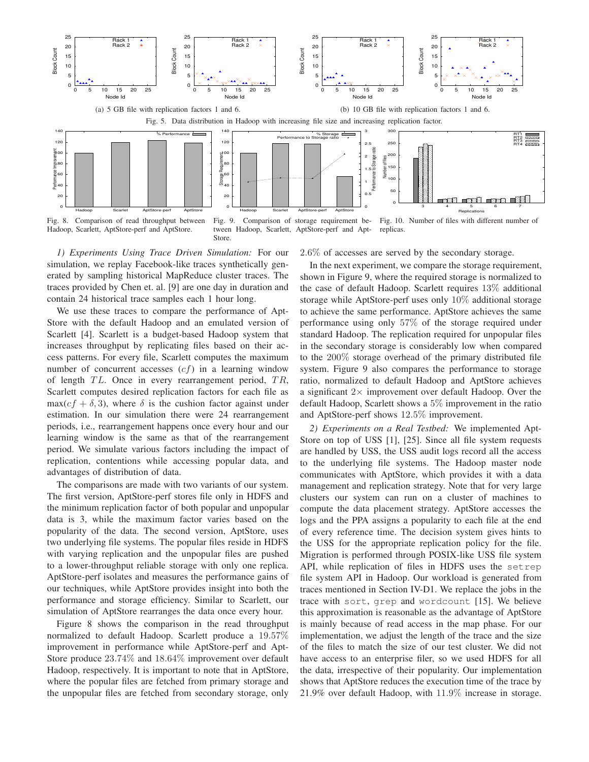(a) 5 GB file with replication factors 1 and 6.

(b) 10 GB file with replication factors 1 and 6.

Fig. 5. Data distribution in Hadoop with increasing file size and increasing replication factor.

Fig. 8. Comparison of read throughput between Hadoop, Scarlett, AptStore-perf and AptStore.

Fig. 9. Comparison of storage requirement between Hadoop, Scarlett, AptStore-perf and AptStore.

Fig. 10. Number of files with different number of replicas.

*1) Experiments Using Trace Driven Simulation:* For our simulation, we replay Facebook-like traces synthetically generated by sampling historical MapReduce cluster traces. The traces provided by Chen et. al. [9] are one day in duration and contain 24 historical trace samples each 1 hour long.

We use these traces to compare the performance of AptStore with the default Hadoop and an emulated version of Scarlett [4]. Scarlett is a budget-based Hadoop system that increases throughput by replicating files based on their access patterns. For every file, Scarlett computes the maximum number of concurrent accesses ($cf$) in a learning window of length $TL$. Once in every rearrangement period, $TR$, Scarlett computes desired replication factors for each file as $\max(cf + \delta, 3)$, where $\delta$ is the cushion factor against under estimation. In our simulation there were 24 rearrangement periods, i.e., rearrangement happens once every hour and our learning window is the same as that of the rearrangement period. We simulate various factors including the impact of replication, contentions while accessing popular data, and advantages of distribution of data.

The comparisons are made with two variants of our system. The first version, AptStore-perf stores file only in HDFS and the minimum replication factor of both popular and unpopular data is 3, while the maximum factor varies based on the popularity of the data. The second version, AptStore, uses two underlying file systems. The popular files reside in HDFS with varying replication and the unpopular files are pushed to a lower-throughput reliable storage with only one replica. AptStore-perf isolates and measures the performance gains of our techniques, while AptStore provides insight into both the performance and storage efficiency. Similar to Scarlett, our simulation of AptStore rearranges the data once every hour.

Figure 8 shows the comparison in the read throughput normalized to default Hadoop. Scarlett produce a $19.57\%$ improvement in performance while AptStore-perf and AptStore produce $23.74\%$ and $18.64\%$ improvement over default Hadoop, respectively. It is important to note that in AptStore, where the popular files are fetched from primary storage and the unpopular files are fetched from secondary storage, only $2.6\%$ of accesses are served by the secondary storage.

In the next experiment, we compare the storage requirement, shown in Figure 9, where the required storage is normalized to the case of default Hadoop. Scarlett requires $13\%$ additional storage while AptStore-perf uses only $10\%$ additional storage to achieve the same performance. AptStore achieves the same performance using only $57\%$ of the storage required under standard Hadoop. The replication required for unpopular files in the secondary storage is considerably low when compared to the $200\%$ storage overhead of the primary distributed file system. Figure 9 also compares the performance to storage ratio, normalized to default Hadoop and AptStore achieves a significant $2\times$ improvement over default Hadoop. Over the default Hadoop, Scarlett shows a $5\%$ improvement in the ratio and AptStore-perf shows $12.5\%$ improvement.

*2) Experiments on a Real Testbed:* We implemented AptStore on top of USS [1], [25]. Since all file system requests are handled by USS, the USS audit logs record all the access to the underlying file systems. The Hadoop master node communicates with AptStore, which provides it with a data management and replication strategy. Note that for very large clusters our system can run on a cluster of machines to compute the data placement strategy. AptStore accesses the logs and the PPA assigns a popularity to each file at the end of every reference time. The decision system gives hints to the USS for the appropriate replication policy for the file. Migration is performed through POSIX-like USS file system API, while replication of files in HDFS uses the `setrep` file system API in Hadoop. Our workload is generated from traces mentioned in Section IV-D1. We replace the jobs in the trace with `sort`, `grep` and `wordcount` [15]. We believe this approximation is reasonable as the advantage of AptStore is mainly because of read access in the map phase. For our implementation, we adjust the length of the trace and the size of the files to match the size of our test cluster. We did not have access to an enterprise filer, so we used HDFS for all the data, irrespective of their popularity. Our implementation shows that AptStore reduces the execution time of the trace by $21.9\%$ over default Hadoop, with $11.9\%$ increase in storage.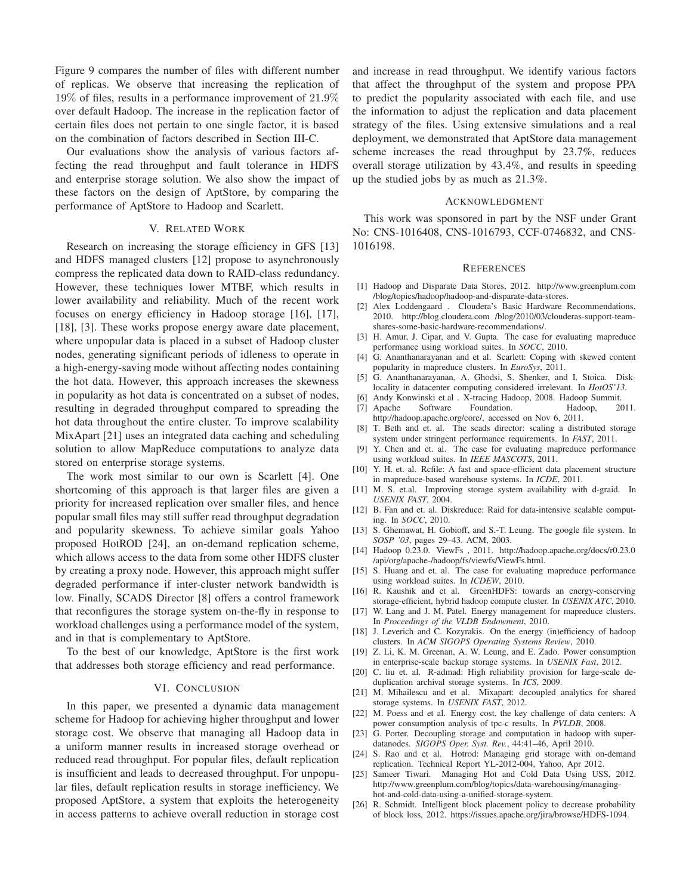Figure 9 compares the number of files with different number of replicas. We observe that increasing the replication of 19% of files, results in a performance improvement of 21.9% over default Hadoop. The increase in the replication factor of certain files does not pertain to one single factor, it is based on the combination of factors described in Section III-C.

Our evaluations show the analysis of various factors affecting the read throughput and fault tolerance in HDFS and enterprise storage solution. We also show the impact of these factors on the design of AptStore, by comparing the performance of AptStore to Hadoop and Scarlett.

## V. Related Work

Research on increasing the storage efficiency in GFS [13] and HDFS managed clusters [12] propose to asynchronously compress the replicated data down to RAID-class redundancy. However, these techniques lower MTBF, which results in lower availability and reliability. Much of the recent work focuses on energy efficiency in Hadoop storage [16], [17], [18], [3]. These works propose energy aware date placement, where unpopular data is placed in a subset of Hadoop cluster nodes, generating significant periods of idleness to operate in a high-energy-saving mode without affecting nodes containing the hot data. However, this approach increases the skewness in popularity as hot data is concentrated on a subset of nodes, resulting in degraded throughput compared to spreading the hot data throughout the entire cluster. To improve scalability MixApart [21] uses an integrated data caching and scheduling solution to allow MapReduce computations to analyze data stored on enterprise storage systems.

The work most similar to our own is Scarlett [4]. One shortcoming of this approach is that larger files are given a priority for increased replication over smaller files, and hence popular small files may still suffer read throughput degradation and popularity skewness. To achieve similar goals Yahoo proposed HotROD [24], an on-demand replication scheme, which allows access to the data from some other HDFS cluster by creating a proxy node. However, this approach might suffer degraded performance if inter-cluster network bandwidth is low. Finally, SCADS Director [8] offers a control framework that reconfigures the storage system on-the-fly in response to workload challenges using a performance model of the system, and in that is complementary to AptStore.

To the best of our knowledge, AptStore is the first work that addresses both storage efficiency and read performance.

## VI. Conclusion

In this paper, we presented a dynamic data management scheme for Hadoop for achieving higher throughput and lower storage cost. We observe that managing all Hadoop data in a uniform manner results in increased storage overhead or reduced read throughput. For popular files, default replication is insufficient and leads to decreased throughput. For unpopular files, default replication results in storage inefficiency. We proposed AptStore, a system that exploits the heterogeneity in access patterns to achieve overall reduction in storage cost and increase in read throughput. We identify various factors that affect the throughput of the system and propose PPA to predict the popularity associated with each file, and use the information to adjust the replication and data placement strategy of the files. Using extensive simulations and a real deployment, we demonstrated that AptStore data management scheme increases the read throughput by 23.7%, reduces overall storage utilization by 43.4%, and results in speeding up the studied jobs by as much as 21.3%.

## Acknowledgment

This work was sponsored in part by the NSF under Grant No: CNS-1016408, CNS-1016793, CCF-0746832, and CNS-1016198.

## References

[1] Hadoop and Disparate Data Stores, 2012. http://www.greenplum.com /blog/topics/hadoop/hadoop-and-disparate-data-stores.

[2] Alex Loddengaard . Cloudera's Basic Hardware Recommendations, 2010. http://blog.cloudera.com /blog/2010/03/clouderas-support-team-shares-some-basic-hardware-recommendations/.

[3] H. Amur, J. Cipar, and V. Gupta. The case for evaluating mapreduce performance using workload suites. In *SOCC*, 2010.

[4] G. Ananthanarayanan and et al. Scarlett: Coping with skewed content popularity in mapreduce clusters. In *EuroSys*, 2011.

[5] G. Ananthanarayanan, A. Ghodsi, S. Shenker, and I. Stoica. Disk-locality in datacenter computing considered irrelevant. In *HotOS'13*.

[6] Andy Konwinski et.al . X-tracing Hadoop, 2008. Hadoop Summit.

[7] Apache Software Foundation. Hadoop, 2011. http://hadoop.apache.org/core/, accessed on Nov 6, 2011.

[8] T. Beth and et. al. The scads director: scaling a distributed storage system under stringent performance requirements. In *FAST*, 2011.

[9] Y. Chen and et. al. The case for evaluating mapreduce performance using workload suites. In *IEEE MASCOTS*, 2011.

[10] Y. H. et. al. Rcfile: A fast and space-efficient data placement structure in mapreduce-based warehouse systems. In *ICDE*, 2011.

[11] M. S. et.al. Improving storage system availability with d-graid. In *USENIX FAST*, 2004.

[12] B. Fan and et. al. Diskreduce: Raid for data-intensive scalable computing. In *SOCC*, 2010.

[13] S. Ghemawat, H. Gobioff, and S.-T. Leung. The google file system. In *SOSP '03*, pages 29–43. ACM, 2003.

[14] Hadoop 0.23.0. ViewFs , 2011. http://hadoop.apache.org/docs/r0.23.0 /api/org/apache-/hadoop/fs/viewfs/ViewFs.html.

[15] S. Huang and et. al. The case for evaluating mapreduce performance using workload suites. In *ICDEW*, 2010.

[16] R. Kaushik and et al. GreenHDFS: towards an energy-conserving storage-efficient, hybrid hadoop compute cluster. In *USENIX ATC*, 2010.

[17] W. Lang and J. M. Patel. Energy management for mapreduce clusters. In *Proceedings of the VLDB Endowment*, 2010.

[18] J. Leverich and C. Kozyrakis. On the energy (in)efficiency of hadoop clusters. In *ACM SIGOPS Operating Systems Review*, 2010.

[19] Z. Li, K. M. Greenan, A. W. Leung, and E. Zado. Power consumption in enterprise-scale backup storage systems. In *USENIX Fast*, 2012.

[20] C. liu et. al. R-admad: High reliability provision for large-scale de-duplication archival storage systems. In *ICS*, 2009.

[21] M. Mihailescu and et al. Mixapart: decoupled analytics for shared storage systems. In *USENIX FAST*, 2012.

[22] M. Poess and et al. Energy cost, the key challenge of data centers: A power consumption analysis of tpc-c results. In *PVLDB*, 2008.

[23] G. Porter. Decoupling storage and computation in hadoop with super-datanodes. *SIGOPS Oper. Syst. Rev.*, 44:41–46, April 2010.

[24] S. Rao and et al. Hotrod: Managing grid storage with on-demand replication. Technical Report YL-2012-004, Yahoo, Apr 2012.

[25] Sameer Tiwari. Managing Hot and Cold Data Using USS, 2012. http://www.greenplum.com/blog/topics/data-warehousing/managing-hot-and-cold-data-using-a-unified-storage-system.

[26] R. Schmidt. Intelligent block placement policy to decrease probability of block loss, 2012. https://issues.apache.org/jira/browse/HDFS-1094.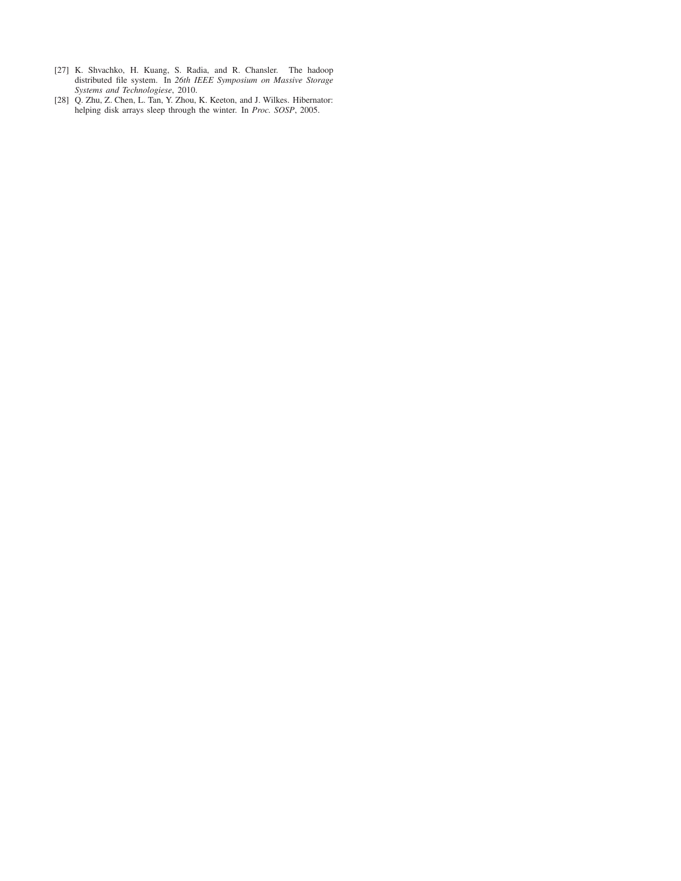[27] K. Shvachko, H. Kuang, S. Radia, and R. Chansler. The hadoop distributed file system. In *26th IEEE Symposium on Massive Storage Systems and Technologiese*, 2010.

[28] Q. Zhu, Z. Chen, L. Tan, Y. Zhou, K. Keeton, and J. Wilkes. Hibernator: helping disk arrays sleep through the winter. In *Proc. SOSP*, 2005.